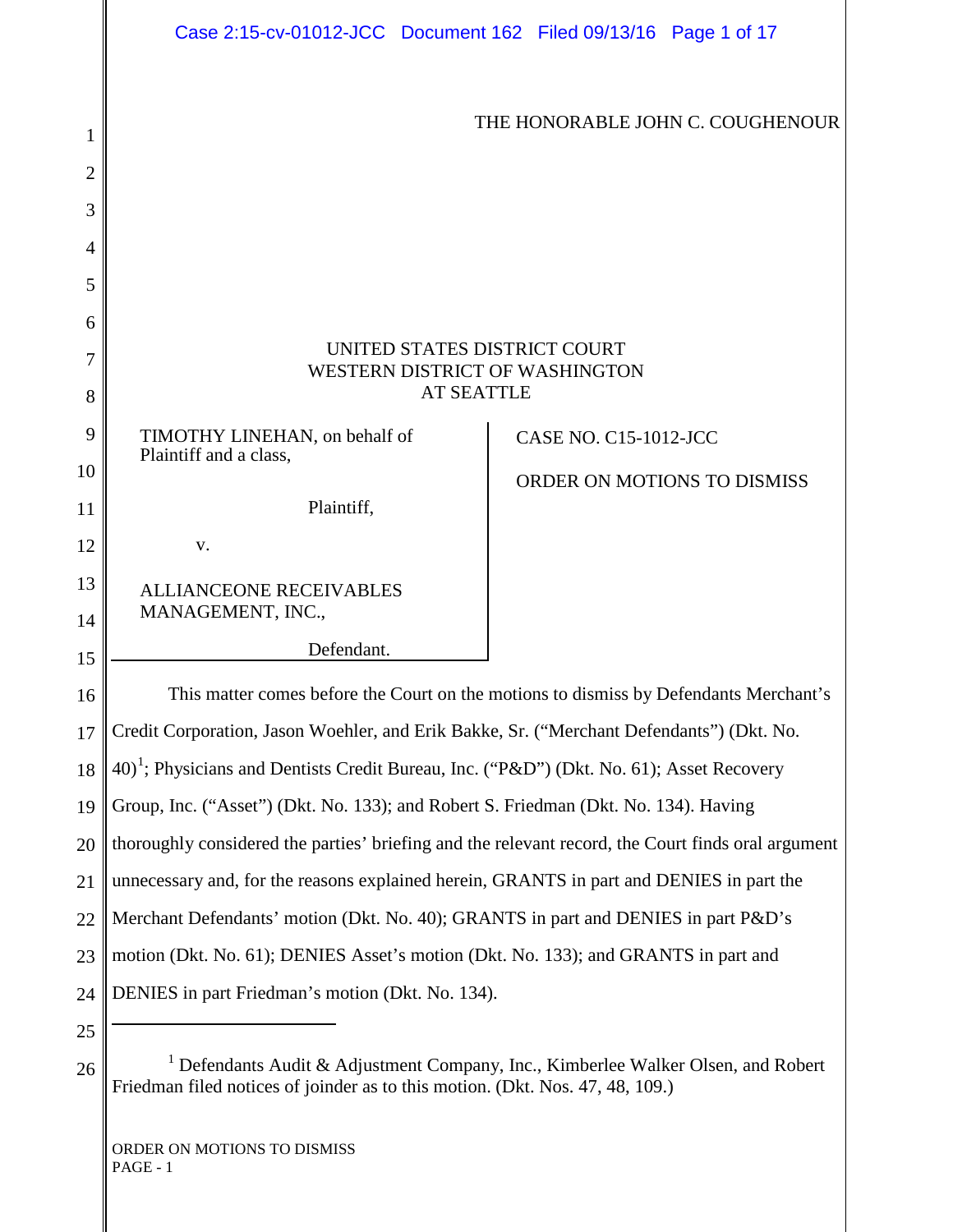THE HONORABLE JOHN C. COUGHENOUR

UNITED STATES DISTRICT COURT
WESTERN DISTRICT OF WASHINGTON
AT SEATTLE

TIMOTHY LINEHAN, on behalf of Plaintiff and a class,

Plaintiff,

v.

ALLIANCEONE RECEIVABLES MANAGEMENT, INC.,

Defendant.

CASE NO. C15-1012-JCC

ORDER ON MOTIONS TO DISMISS

This matter comes before the Court on the motions to dismiss by Defendants Merchant's Credit Corporation, Jason Woehler, and Erik Bakke, Sr. ("Merchant Defendants") (Dkt. No. 40)[1]; Physicians and Dentists Credit Bureau, Inc. ("P&D") (Dkt. No. 61); Asset Recovery Group, Inc. ("Asset") (Dkt. No. 133); and Robert S. Friedman (Dkt. No. 134). Having thoroughly considered the parties' briefing and the relevant record, the Court finds oral argument unnecessary and, for the reasons explained herein, GRANTS in part and DENIES in part the Merchant Defendants' motion (Dkt. No. 40); GRANTS in part and DENIES in part P&D's motion (Dkt. No. 61); DENIES Asset's motion (Dkt. No. 133); and GRANTS in part and DENIES in part Friedman's motion (Dkt. No. 134).

---

[1] Defendants Audit & Adjustment Company, Inc., Kimberlee Walker Olsen, and Robert Friedman filed notices of joinder as to this motion. (Dkt. Nos. 47, 48, 109.)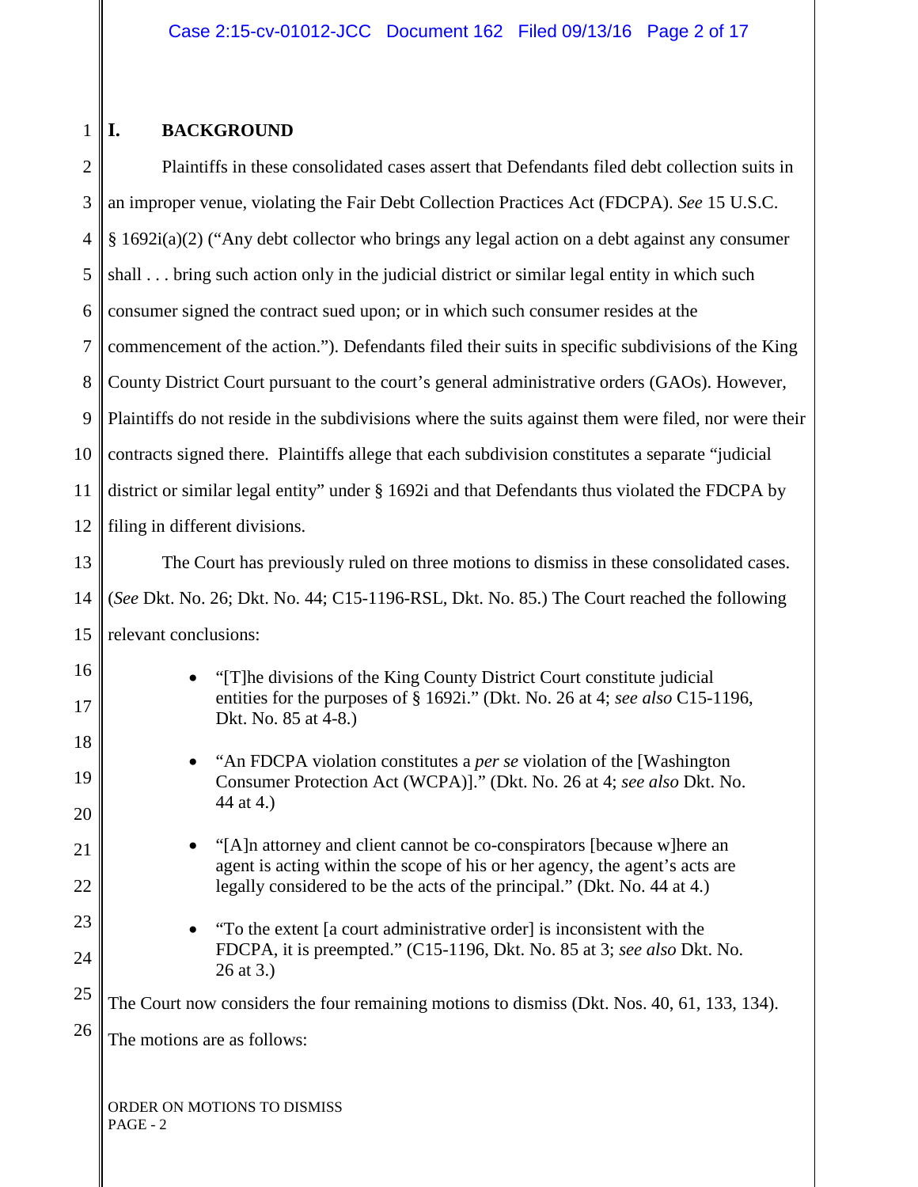## I. BACKGROUND

Plaintiffs in these consolidated cases assert that Defendants filed debt collection suits in an improper venue, violating the Fair Debt Collection Practices Act (FDCPA). *See* 15 U.S.C. § 1692i(a)(2) ("Any debt collector who brings any legal action on a debt against any consumer shall . . . bring such action only in the judicial district or similar legal entity in which such consumer signed the contract sued upon; or in which such consumer resides at the commencement of the action."). Defendants filed their suits in specific subdivisions of the King County District Court pursuant to the court's general administrative orders (GAOs). However, Plaintiffs do not reside in the subdivisions where the suits against them were filed, nor were their contracts signed there. Plaintiffs allege that each subdivision constitutes a separate "judicial district or similar legal entity" under § 1692i and that Defendants thus violated the FDCPA by filing in different divisions.

The Court has previously ruled on three motions to dismiss in these consolidated cases. (*See* Dkt. No. 26; Dkt. No. 44; C15-1196-RSL, Dkt. No. 85.) The Court reached the following relevant conclusions:

- "[T]he divisions of the King County District Court constitute judicial entities for the purposes of § 1692i." (Dkt. No. 26 at 4; *see also* C15-1196, Dkt. No. 85 at 4-8.)
- "An FDCPA violation constitutes a *per se* violation of the [Washington Consumer Protection Act (WCPA)]." (Dkt. No. 26 at 4; *see also* Dkt. No. 44 at 4.)
- "[A]n attorney and client cannot be co-conspirators [because w]here an agent is acting within the scope of his or her agency, the agent's acts are legally considered to be the acts of the principal." (Dkt. No. 44 at 4.)
- "To the extent [a court administrative order] is inconsistent with the FDCPA, it is preempted." (C15-1196, Dkt. No. 85 at 3; *see also* Dkt. No. 26 at 3.)

The Court now considers the four remaining motions to dismiss (Dkt. Nos. 40, 61, 133, 134). The motions are as follows: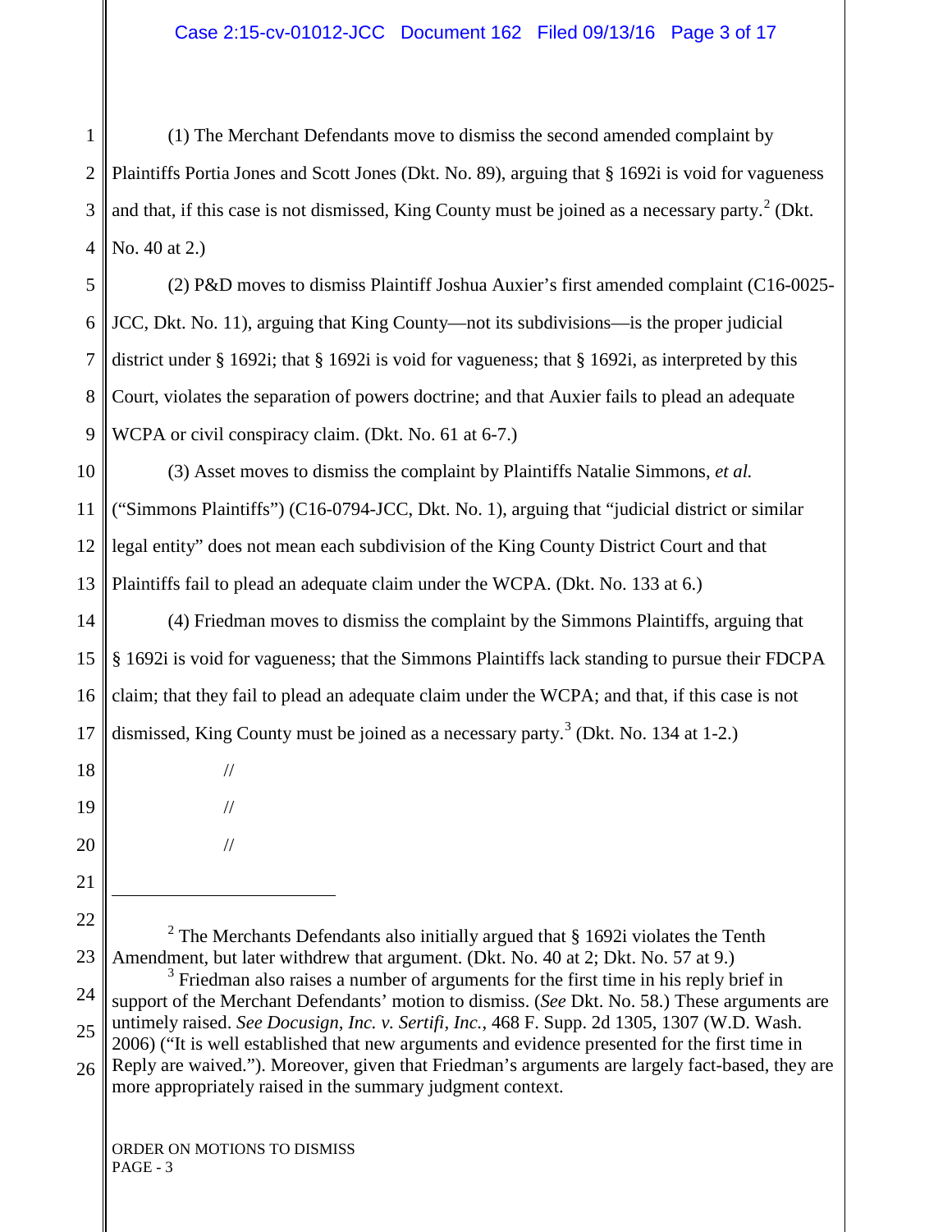(1) The Merchant Defendants move to dismiss the second amended complaint by Plaintiffs Portia Jones and Scott Jones (Dkt. No. 89), arguing that § 1692i is void for vagueness and that, if this case is not dismissed, King County must be joined as a necessary party.[2] (Dkt. No. 40 at 2.)

(2) P&D moves to dismiss Plaintiff Joshua Auxier's first amended complaint (C16-0025-JCC, Dkt. No. 11), arguing that King County—not its subdivisions—is the proper judicial district under § 1692i; that § 1692i is void for vagueness; that § 1692i, as interpreted by this Court, violates the separation of powers doctrine; and that Auxier fails to plead an adequate WCPA or civil conspiracy claim. (Dkt. No. 61 at 6-7.)

(3) Asset moves to dismiss the complaint by Plaintiffs Natalie Simmons, *et al.* ("Simmons Plaintiffs") (C16-0794-JCC, Dkt. No. 1), arguing that "judicial district or similar legal entity" does not mean each subdivision of the King County District Court and that Plaintiffs fail to plead an adequate claim under the WCPA. (Dkt. No. 133 at 6.)

(4) Friedman moves to dismiss the complaint by the Simmons Plaintiffs, arguing that § 1692i is void for vagueness; that the Simmons Plaintiffs lack standing to pursue their FDCPA claim; that they fail to plead an adequate claim under the WCPA; and that, if this case is not dismissed, King County must be joined as a necessary party.[3] (Dkt. No. 134 at 1-2.)

//

//

//

---

[2] The Merchants Defendants also initially argued that § 1692i violates the Tenth Amendment, but later withdrew that argument. (Dkt. No. 40 at 2; Dkt. No. 57 at 9.)

[3] Friedman also raises a number of arguments for the first time in his reply brief in support of the Merchant Defendants' motion to dismiss. (*See* Dkt. No. 58.) These arguments are untimely raised. *See Docusign, Inc. v. Sertifi, Inc.*, 468 F. Supp. 2d 1305, 1307 (W.D. Wash. 2006) ("It is well established that new arguments and evidence presented for the first time in Reply are waived."). Moreover, given that Friedman's arguments are largely fact-based, they are more appropriately raised in the summary judgment context.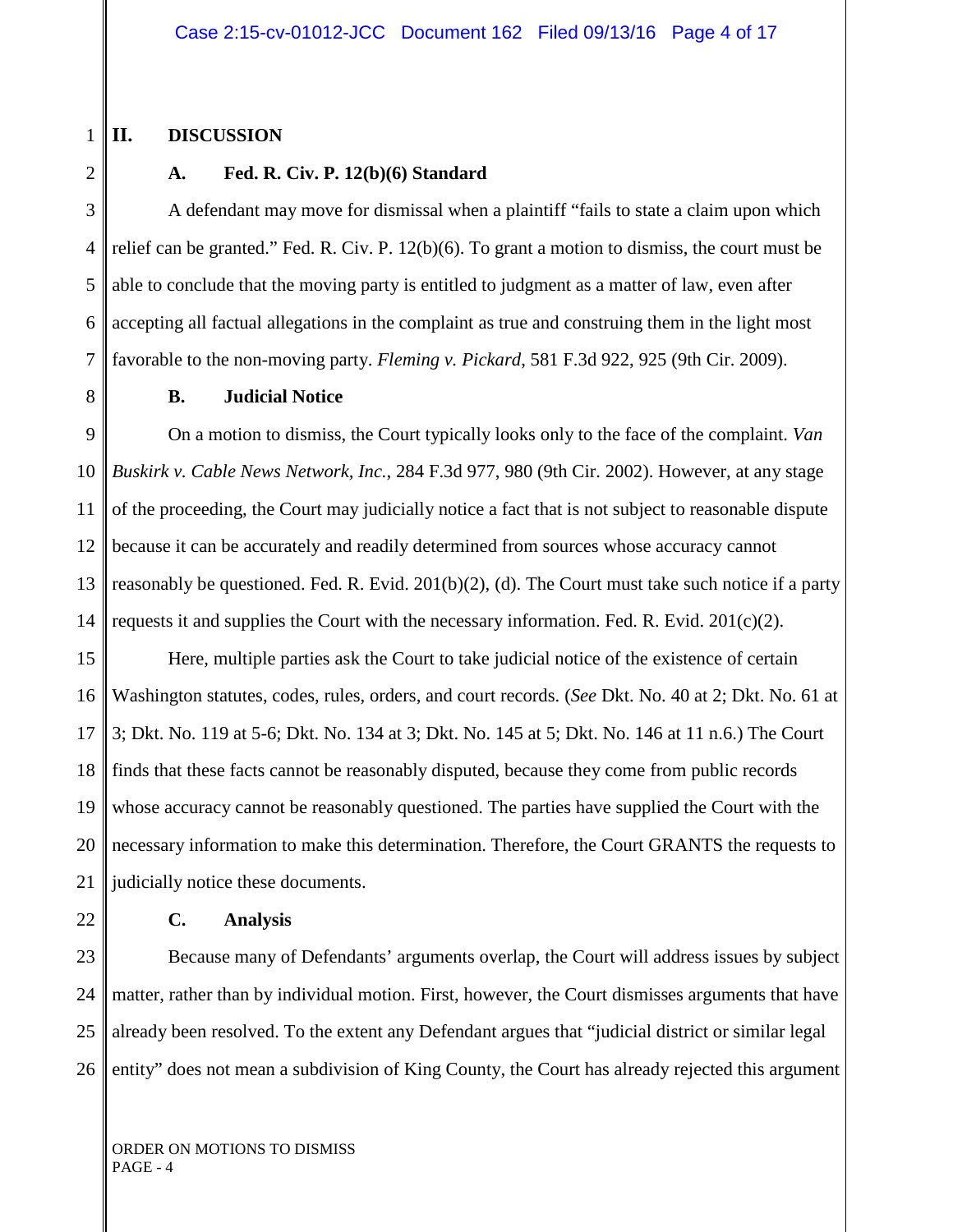## II. DISCUSSION

### A. Fed. R. Civ. P. 12(b)(6) Standard

A defendant may move for dismissal when a plaintiff "fails to state a claim upon which relief can be granted." Fed. R. Civ. P. 12(b)(6). To grant a motion to dismiss, the court must be able to conclude that the moving party is entitled to judgment as a matter of law, even after accepting all factual allegations in the complaint as true and construing them in the light most favorable to the non-moving party. *Fleming v. Pickard*, 581 F.3d 922, 925 (9th Cir. 2009).

### B. Judicial Notice

On a motion to dismiss, the Court typically looks only to the face of the complaint. *Van Buskirk v. Cable News Network, Inc.*, 284 F.3d 977, 980 (9th Cir. 2002). However, at any stage of the proceeding, the Court may judicially notice a fact that is not subject to reasonable dispute because it can be accurately and readily determined from sources whose accuracy cannot reasonably be questioned. Fed. R. Evid. 201(b)(2), (d). The Court must take such notice if a party requests it and supplies the Court with the necessary information. Fed. R. Evid. 201(c)(2).

Here, multiple parties ask the Court to take judicial notice of the existence of certain Washington statutes, codes, rules, orders, and court records. (*See* Dkt. No. 40 at 2; Dkt. No. 61 at 3; Dkt. No. 119 at 5-6; Dkt. No. 134 at 3; Dkt. No. 145 at 5; Dkt. No. 146 at 11 n.6.) The Court finds that these facts cannot be reasonably disputed, because they come from public records whose accuracy cannot be reasonably questioned. The parties have supplied the Court with the necessary information to make this determination. Therefore, the Court GRANTS the requests to judicially notice these documents.

### C. Analysis

Because many of Defendants' arguments overlap, the Court will address issues by subject matter, rather than by individual motion. First, however, the Court dismisses arguments that have already been resolved. To the extent any Defendant argues that "judicial district or similar legal entity" does not mean a subdivision of King County, the Court has already rejected this argument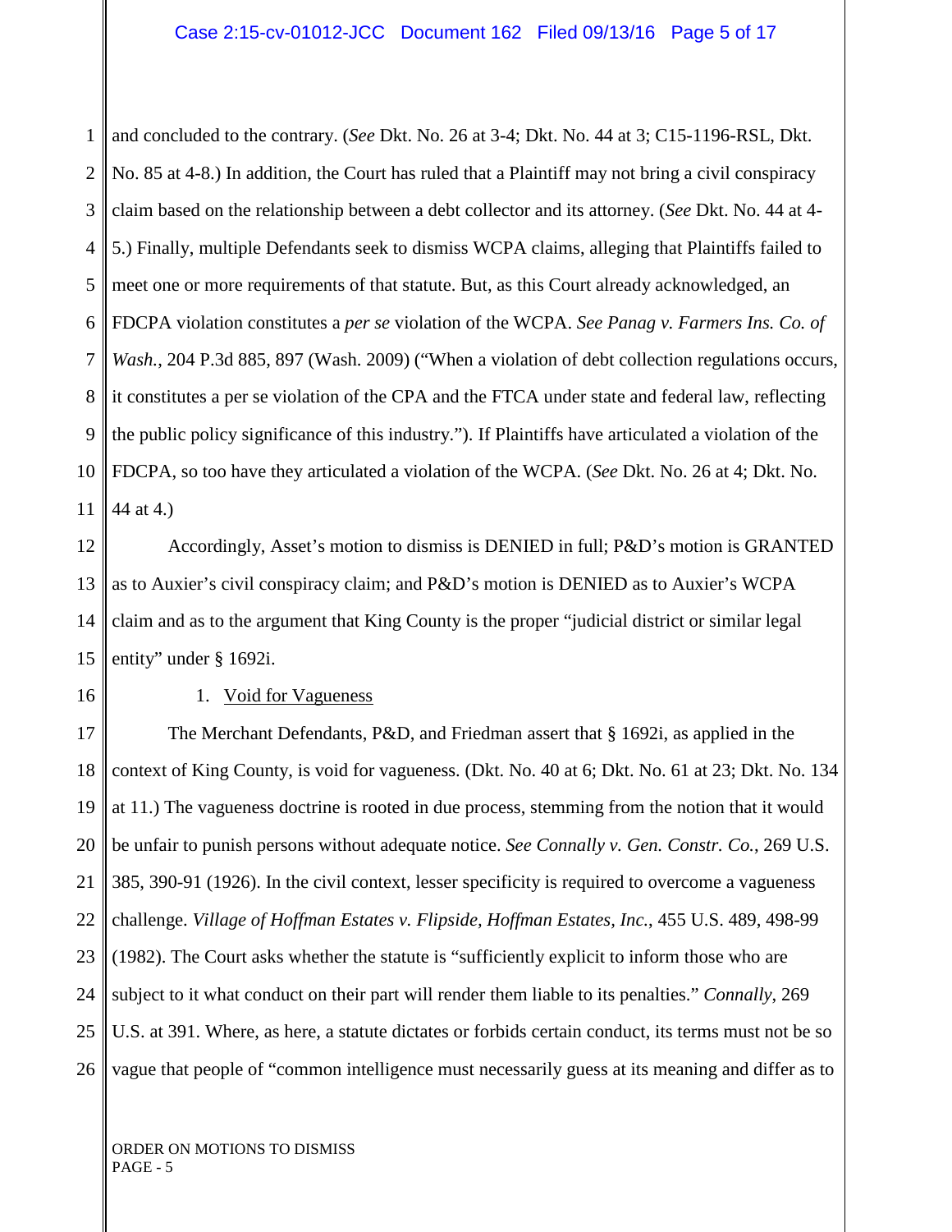and concluded to the contrary. (*See* Dkt. No. 26 at 3-4; Dkt. No. 44 at 3; C15-1196-RSL, Dkt. No. 85 at 4-8.) In addition, the Court has ruled that a Plaintiff may not bring a civil conspiracy claim based on the relationship between a debt collector and its attorney. (*See* Dkt. No. 44 at 4-5.) Finally, multiple Defendants seek to dismiss WCPA claims, alleging that Plaintiffs failed to meet one or more requirements of that statute. But, as this Court already acknowledged, an FDCPA violation constitutes a *per se* violation of the WCPA. *See Panag v. Farmers Ins. Co. of Wash.*, 204 P.3d 885, 897 (Wash. 2009) ("When a violation of debt collection regulations occurs, it constitutes a per se violation of the CPA and the FTCA under state and federal law, reflecting the public policy significance of this industry."). If Plaintiffs have articulated a violation of the FDCPA, so too have they articulated a violation of the WCPA. (*See* Dkt. No. 26 at 4; Dkt. No. 44 at 4.)

Accordingly, Asset's motion to dismiss is DENIED in full; P&D's motion is GRANTED as to Auxier's civil conspiracy claim; and P&D's motion is DENIED as to Auxier's WCPA claim and as to the argument that King County is the proper "judicial district or similar legal entity" under § 1692i.

1. Void for Vagueness

The Merchant Defendants, P&D, and Friedman assert that § 1692i, as applied in the context of King County, is void for vagueness. (Dkt. No. 40 at 6; Dkt. No. 61 at 23; Dkt. No. 134 at 11.) The vagueness doctrine is rooted in due process, stemming from the notion that it would be unfair to punish persons without adequate notice. *See Connally v. Gen. Constr. Co.*, 269 U.S. 385, 390-91 (1926). In the civil context, lesser specificity is required to overcome a vagueness challenge. *Village of Hoffman Estates v. Flipside, Hoffman Estates, Inc.*, 455 U.S. 489, 498-99 (1982). The Court asks whether the statute is "sufficiently explicit to inform those who are subject to it what conduct on their part will render them liable to its penalties." *Connally*, 269 U.S. at 391. Where, as here, a statute dictates or forbids certain conduct, its terms must not be so vague that people of "common intelligence must necessarily guess at its meaning and differ as to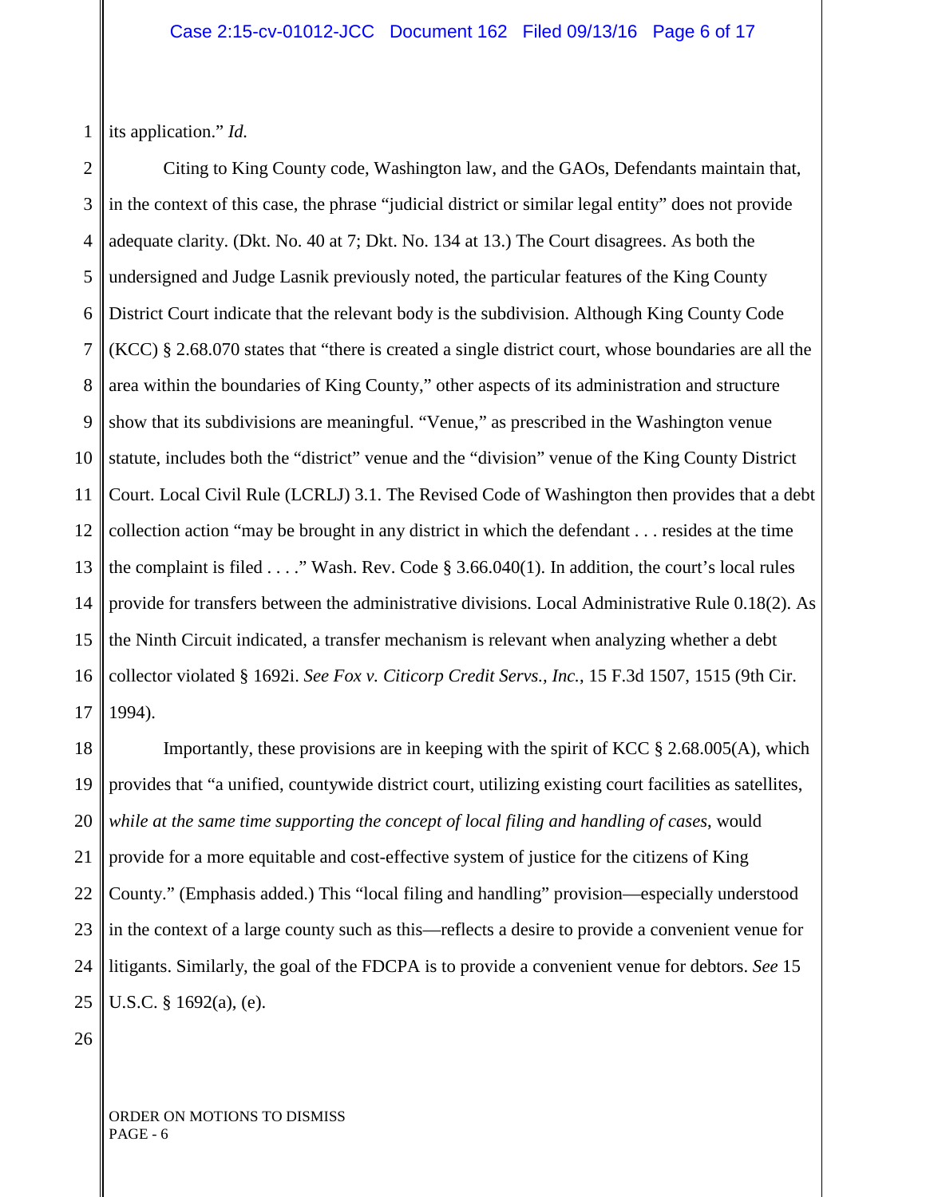its application." *Id.*

Citing to King County code, Washington law, and the GAOs, Defendants maintain that, in the context of this case, the phrase "judicial district or similar legal entity" does not provide adequate clarity. (Dkt. No. 40 at 7; Dkt. No. 134 at 13.) The Court disagrees. As both the undersigned and Judge Lasnik previously noted, the particular features of the King County District Court indicate that the relevant body is the subdivision. Although King County Code (KCC) § 2.68.070 states that "there is created a single district court, whose boundaries are all the area within the boundaries of King County," other aspects of its administration and structure show that its subdivisions are meaningful. "Venue," as prescribed in the Washington venue statute, includes both the "district" venue and the "division" venue of the King County District Court. Local Civil Rule (LCRLJ) 3.1. The Revised Code of Washington then provides that a debt collection action "may be brought in any district in which the defendant . . . resides at the time the complaint is filed . . . ." Wash. Rev. Code § 3.66.040(1). In addition, the court's local rules provide for transfers between the administrative divisions. Local Administrative Rule 0.18(2). As the Ninth Circuit indicated, a transfer mechanism is relevant when analyzing whether a debt collector violated § 1692i. *See Fox v. Citicorp Credit Servs., Inc.*, 15 F.3d 1507, 1515 (9th Cir. 1994).

Importantly, these provisions are in keeping with the spirit of KCC § 2.68.005(A), which provides that "a unified, countywide district court, utilizing existing court facilities as satellites, *while at the same time supporting the concept of local filing and handling of cases*, would provide for a more equitable and cost-effective system of justice for the citizens of King County." (Emphasis added.) This "local filing and handling" provision—especially understood in the context of a large county such as this—reflects a desire to provide a convenient venue for litigants. Similarly, the goal of the FDCPA is to provide a convenient venue for debtors. *See* 15 U.S.C. § 1692(a), (e).

ORDER ON MOTIONS TO DISMISS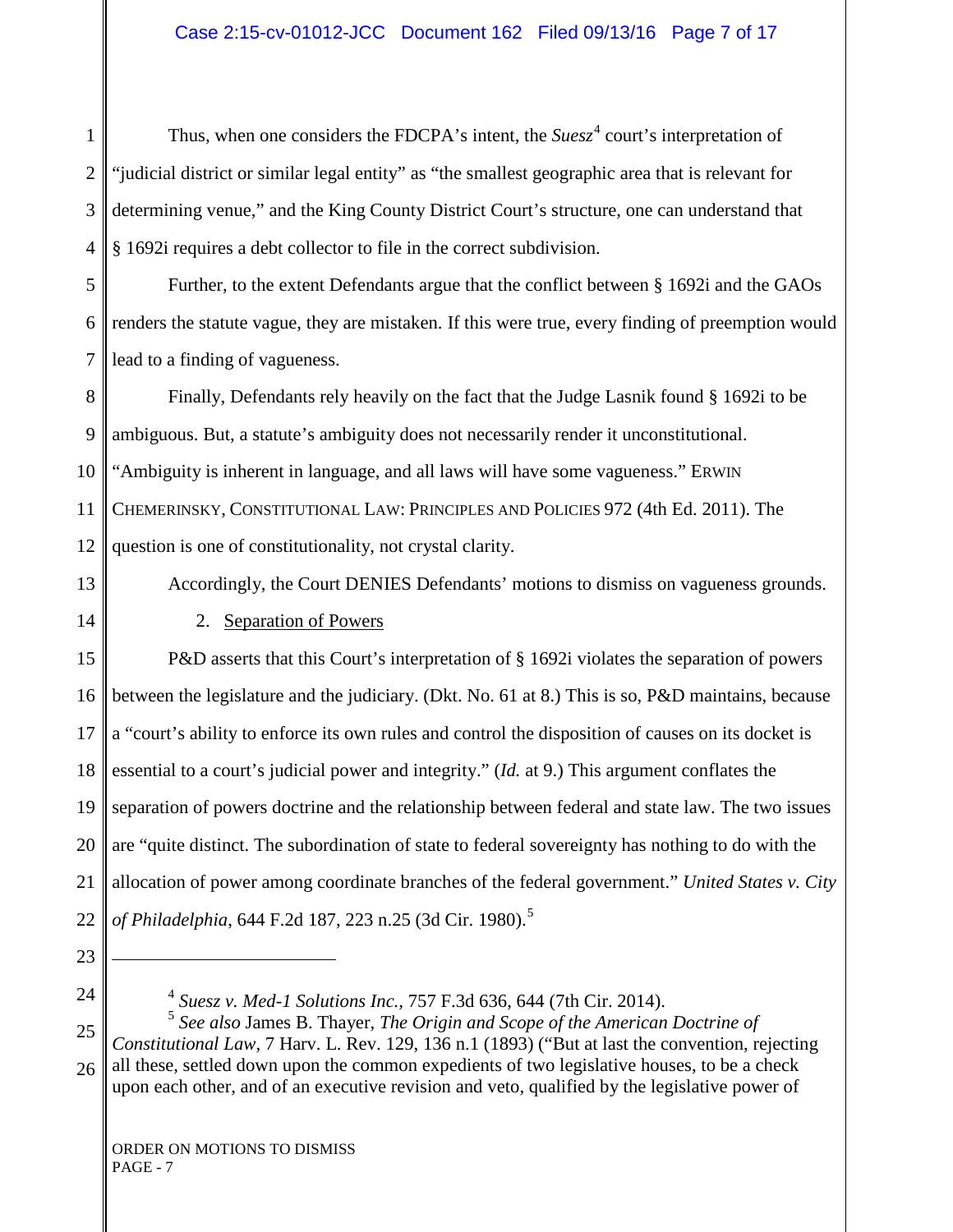Thus, when one considers the FDCPA's intent, the *Suesz*[4] court's interpretation of "judicial district or similar legal entity" as "the smallest geographic area that is relevant for determining venue," and the King County District Court's structure, one can understand that § 1692i requires a debt collector to file in the correct subdivision.

Further, to the extent Defendants argue that the conflict between § 1692i and the GAOs renders the statute vague, they are mistaken. If this were true, every finding of preemption would lead to a finding of vagueness.

Finally, Defendants rely heavily on the fact that the Judge Lasnik found § 1692i to be ambiguous. But, a statute's ambiguity does not necessarily render it unconstitutional. "Ambiguity is inherent in language, and all laws will have some vagueness." ERWIN CHEMERINSKY, CONSTITUTIONAL LAW: PRINCIPLES AND POLICIES 972 (4th Ed. 2011). The question is one of constitutionality, not crystal clarity.

Accordingly, the Court DENIES Defendants' motions to dismiss on vagueness grounds.

2. Separation of Powers

P&D asserts that this Court's interpretation of § 1692i violates the separation of powers between the legislature and the judiciary. (Dkt. No. 61 at 8.) This is so, P&D maintains, because a "court's ability to enforce its own rules and control the disposition of causes on its docket is essential to a court's judicial power and integrity." (*Id.* at 9.) This argument conflates the separation of powers doctrine and the relationship between federal and state law. The two issues are "quite distinct. The subordination of state to federal sovereignty has nothing to do with the allocation of power among coordinate branches of the federal government." *United States v. City of Philadelphia*, 644 F.2d 187, 223 n.25 (3d Cir. 1980).[5]

---

[4] *Suesz v. Med-1 Solutions Inc.*, 757 F.3d 636, 644 (7th Cir. 2014).

[5] *See also* James B. Thayer, *The Origin and Scope of the American Doctrine of Constitutional Law*, 7 Harv. L. Rev. 129, 136 n.1 (1893) ("But at last the convention, rejecting all these, settled down upon the common expedients of two legislative houses, to be a check upon each other, and of an executive revision and veto, qualified by the legislative power of

ORDER ON MOTIONS TO DISMISS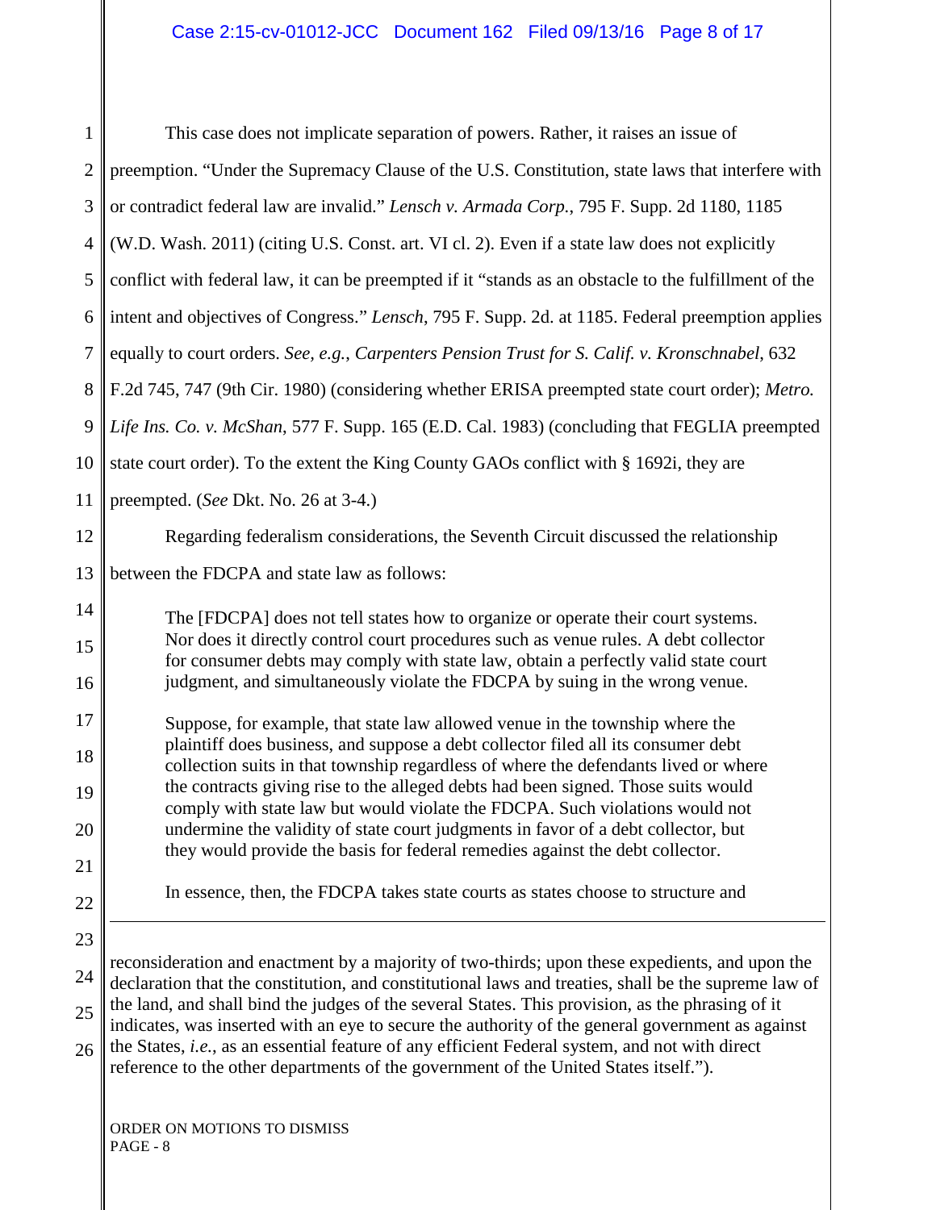This case does not implicate separation of powers. Rather, it raises an issue of preemption. "Under the Supremacy Clause of the U.S. Constitution, state laws that interfere with or contradict federal law are invalid." *Lensch v. Armada Corp.*, 795 F. Supp. 2d 1180, 1185 (W.D. Wash. 2011) (citing U.S. Const. art. VI cl. 2). Even if a state law does not explicitly conflict with federal law, it can be preempted if it "stands as an obstacle to the fulfillment of the intent and objectives of Congress." *Lensch*, 795 F. Supp. 2d. at 1185. Federal preemption applies equally to court orders. *See, e.g.*, *Carpenters Pension Trust for S. Calif. v. Kronschnabel*, 632 F.2d 745, 747 (9th Cir. 1980) (considering whether ERISA preempted state court order); *Metro. Life Ins. Co. v. McShan*, 577 F. Supp. 165 (E.D. Cal. 1983) (concluding that FEGLIA preempted state court order). To the extent the King County GAOs conflict with § 1692i, they are preempted. (*See* Dkt. No. 26 at 3-4.)

Regarding federalism considerations, the Seventh Circuit discussed the relationship between the FDCPA and state law as follows:

> The [FDCPA] does not tell states how to organize or operate their court systems. Nor does it directly control court procedures such as venue rules. A debt collector for consumer debts may comply with state law, obtain a perfectly valid state court judgment, and simultaneously violate the FDCPA by suing in the wrong venue.
>
> Suppose, for example, that state law allowed venue in the township where the plaintiff does business, and suppose a debt collector filed all its consumer debt collection suits in that township regardless of where the defendants lived or where the contracts giving rise to the alleged debts had been signed. Those suits would comply with state law but would violate the FDCPA. Such violations would not undermine the validity of state court judgments in favor of a debt collector, but they would provide the basis for federal remedies against the debt collector.
>
> In essence, then, the FDCPA takes state courts as states choose to structure and

---

reconsideration and enactment by a majority of two-thirds; upon these expedients, and upon the declaration that the constitution, and constitutional laws and treaties, shall be the supreme law of the land, and shall bind the judges of the several States. This provision, as the phrasing of it indicates, was inserted with an eye to secure the authority of the general government as against the States, *i.e.*, as an essential feature of any efficient Federal system, and not with direct reference to the other departments of the government of the United States itself.").

ORDER ON MOTIONS TO DISMISS
PAGE - 8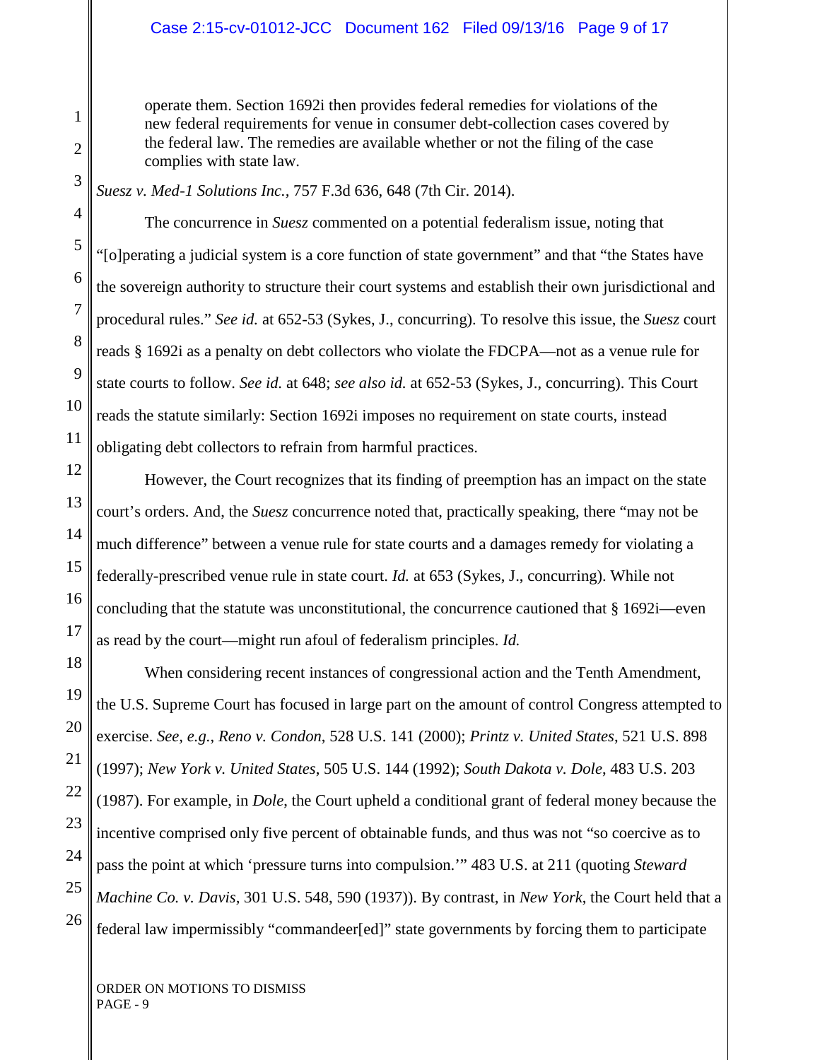> operate them. Section 1692i then provides federal remedies for violations of the new federal requirements for venue in consumer debt-collection cases covered by the federal law. The remedies are available whether or not the filing of the case complies with state law.

*Suesz v. Med-1 Solutions Inc.*, 757 F.3d 636, 648 (7th Cir. 2014).

The concurrence in *Suesz* commented on a potential federalism issue, noting that "[o]perating a judicial system is a core function of state government" and that "the States have the sovereign authority to structure their court systems and establish their own jurisdictional and procedural rules." *See id.* at 652-53 (Sykes, J., concurring). To resolve this issue, the *Suesz* court reads § 1692i as a penalty on debt collectors who violate the FDCPA—not as a venue rule for state courts to follow. *See id.* at 648; *see also id.* at 652-53 (Sykes, J., concurring). This Court reads the statute similarly: Section 1692i imposes no requirement on state courts, instead obligating debt collectors to refrain from harmful practices.

However, the Court recognizes that its finding of preemption has an impact on the state court's orders. And, the *Suesz* concurrence noted that, practically speaking, there "may not be much difference" between a venue rule for state courts and a damages remedy for violating a federally-prescribed venue rule in state court. *Id.* at 653 (Sykes, J., concurring). While not concluding that the statute was unconstitutional, the concurrence cautioned that § 1692i—even as read by the court—might run afoul of federalism principles. *Id.*

When considering recent instances of congressional action and the Tenth Amendment, the U.S. Supreme Court has focused in large part on the amount of control Congress attempted to exercise. *See, e.g.*, *Reno v. Condon*, 528 U.S. 141 (2000); *Printz v. United States*, 521 U.S. 898 (1997); *New York v. United States*, 505 U.S. 144 (1992); *South Dakota v. Dole*, 483 U.S. 203 (1987). For example, in *Dole*, the Court upheld a conditional grant of federal money because the incentive comprised only five percent of obtainable funds, and thus was not "so coercive as to pass the point at which 'pressure turns into compulsion.'" 483 U.S. at 211 (quoting *Steward Machine Co. v. Davis*, 301 U.S. 548, 590 (1937)). By contrast, in *New York*, the Court held that a federal law impermissibly "commandeer[ed]" state governments by forcing them to participate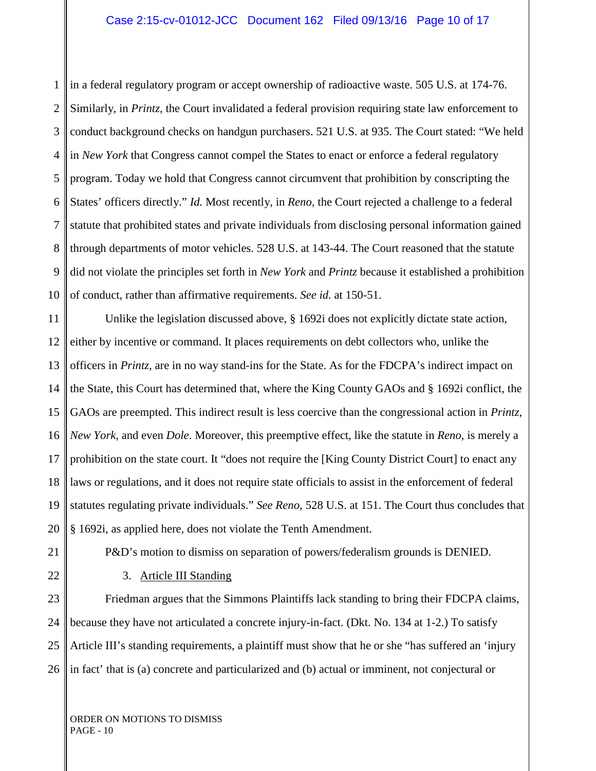in a federal regulatory program or accept ownership of radioactive waste. 505 U.S. at 174-76. Similarly, in *Printz*, the Court invalidated a federal provision requiring state law enforcement to conduct background checks on handgun purchasers. 521 U.S. at 935. The Court stated: "We held in *New York* that Congress cannot compel the States to enact or enforce a federal regulatory program. Today we hold that Congress cannot circumvent that prohibition by conscripting the States' officers directly." *Id.* Most recently, in *Reno*, the Court rejected a challenge to a federal statute that prohibited states and private individuals from disclosing personal information gained through departments of motor vehicles. 528 U.S. at 143-44. The Court reasoned that the statute did not violate the principles set forth in *New York* and *Printz* because it established a prohibition of conduct, rather than affirmative requirements. *See id.* at 150-51.

Unlike the legislation discussed above, § 1692i does not explicitly dictate state action, either by incentive or command. It places requirements on debt collectors who, unlike the officers in *Printz*, are in no way stand-ins for the State. As for the FDCPA's indirect impact on the State, this Court has determined that, where the King County GAOs and § 1692i conflict, the GAOs are preempted. This indirect result is less coercive than the congressional action in *Printz*, *New York*, and even *Dole*. Moreover, this preemptive effect, like the statute in *Reno*, is merely a prohibition on the state court. It "does not require the [King County District Court] to enact any laws or regulations, and it does not require state officials to assist in the enforcement of federal statutes regulating private individuals." *See Reno*, 528 U.S. at 151. The Court thus concludes that § 1692i, as applied here, does not violate the Tenth Amendment.

P&D's motion to dismiss on separation of powers/federalism grounds is DENIED.

3. Article III Standing

Friedman argues that the Simmons Plaintiffs lack standing to bring their FDCPA claims, because they have not articulated a concrete injury-in-fact. (Dkt. No. 134 at 1-2.) To satisfy Article III's standing requirements, a plaintiff must show that he or she "has suffered an 'injury in fact' that is (a) concrete and particularized and (b) actual or imminent, not conjectural or

ORDER ON MOTIONS TO DISMISS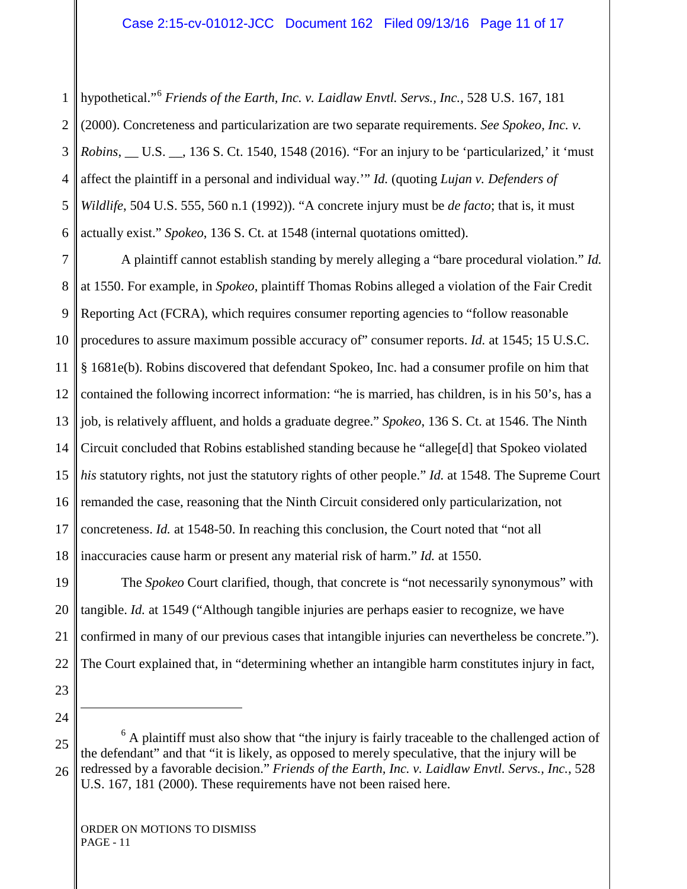hypothetical."[6] *Friends of the Earth, Inc. v. Laidlaw Envtl. Servs., Inc.*, 528 U.S. 167, 181 (2000). Concreteness and particularization are two separate requirements. *See Spokeo, Inc. v. Robins*, __ U.S. __, 136 S. Ct. 1540, 1548 (2016). "For an injury to be 'particularized,' it 'must affect the plaintiff in a personal and individual way.'" *Id.* (quoting *Lujan v. Defenders of Wildlife*, 504 U.S. 555, 560 n.1 (1992)). "A concrete injury must be *de facto*; that is, it must actually exist." *Spokeo*, 136 S. Ct. at 1548 (internal quotations omitted).

A plaintiff cannot establish standing by merely alleging a "bare procedural violation." *Id.* at 1550. For example, in *Spokeo*, plaintiff Thomas Robins alleged a violation of the Fair Credit Reporting Act (FCRA), which requires consumer reporting agencies to "follow reasonable procedures to assure maximum possible accuracy of" consumer reports. *Id.* at 1545; 15 U.S.C. § 1681e(b). Robins discovered that defendant Spokeo, Inc. had a consumer profile on him that contained the following incorrect information: "he is married, has children, is in his 50's, has a job, is relatively affluent, and holds a graduate degree." *Spokeo*, 136 S. Ct. at 1546. The Ninth Circuit concluded that Robins established standing because he "allege[d] that Spokeo violated *his* statutory rights, not just the statutory rights of other people." *Id.* at 1548. The Supreme Court remanded the case, reasoning that the Ninth Circuit considered only particularization, not concreteness. *Id.* at 1548-50. In reaching this conclusion, the Court noted that "not all inaccuracies cause harm or present any material risk of harm." *Id.* at 1550.

The *Spokeo* Court clarified, though, that concrete is "not necessarily synonymous" with tangible. *Id.* at 1549 ("Although tangible injuries are perhaps easier to recognize, we have confirmed in many of our previous cases that intangible injuries can nevertheless be concrete."). The Court explained that, in "determining whether an intangible harm constitutes injury in fact,

---

[6] A plaintiff must also show that "the injury is fairly traceable to the challenged action of the defendant" and that "it is likely, as opposed to merely speculative, that the injury will be redressed by a favorable decision." *Friends of the Earth, Inc. v. Laidlaw Envtl. Servs., Inc.*, 528 U.S. 167, 181 (2000). These requirements have not been raised here.

ORDER ON MOTIONS TO DISMISS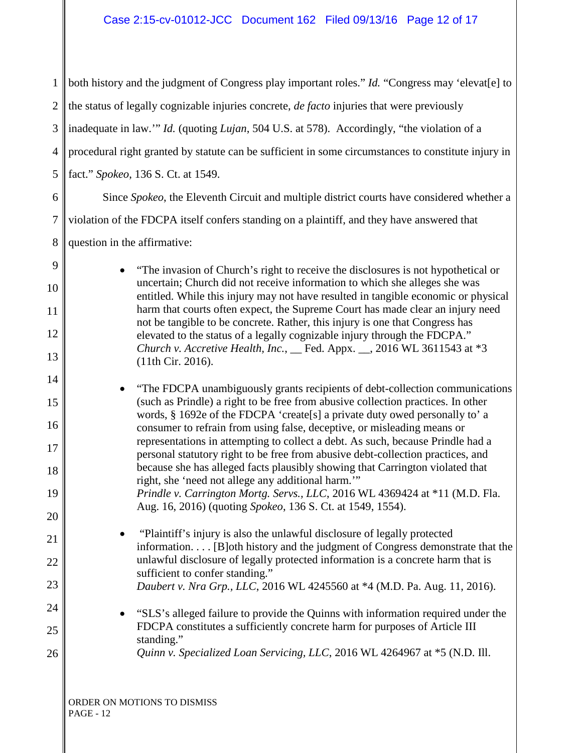both history and the judgment of Congress play important roles." *Id.* "Congress may 'elevat[e] to the status of legally cognizable injuries concrete, *de facto* injuries that were previously inadequate in law.'" *Id.* (quoting *Lujan*, 504 U.S. at 578). Accordingly, "the violation of a procedural right granted by statute can be sufficient in some circumstances to constitute injury in fact." *Spokeo*, 136 S. Ct. at 1549.

Since *Spokeo*, the Eleventh Circuit and multiple district courts have considered whether a violation of the FDCPA itself confers standing on a plaintiff, and they have answered that question in the affirmative:

- "The invasion of Church's right to receive the disclosures is not hypothetical or uncertain; Church did not receive information to which she alleges she was entitled. While this injury may not have resulted in tangible economic or physical harm that courts often expect, the Supreme Court has made clear an injury need not be tangible to be concrete. Rather, this injury is one that Congress has elevated to the status of a legally cognizable injury through the FDCPA." *Church v. Accretive Health, Inc.*, __ Fed. Appx. __, 2016 WL 3611543 at *3 (11th Cir. 2016).

- "The FDCPA unambiguously grants recipients of debt-collection communications (such as Prindle) a right to be free from abusive collection practices. In other words, § 1692e of the FDCPA 'create[s] a private duty owed personally to' a consumer to refrain from using false, deceptive, or misleading means or representations in attempting to collect a debt. As such, because Prindle had a personal statutory right to be free from abusive debt-collection practices, and because she has alleged facts plausibly showing that Carrington violated that right, she 'need not allege any additional harm.'" *Prindle v. Carrington Mortg. Servs., LLC*, 2016 WL 4369424 at *11 (M.D. Fla. Aug. 16, 2016) (quoting *Spokeo*, 136 S. Ct. at 1549, 1554).

- "Plaintiff's injury is also the unlawful disclosure of legally protected information. . . . [B]oth history and the judgment of Congress demonstrate that the unlawful disclosure of legally protected information is a concrete harm that is sufficient to confer standing." *Daubert v. Nra Grp., LLC*, 2016 WL 4245560 at *4 (M.D. Pa. Aug. 11, 2016).

- "SLS's alleged failure to provide the Quinns with information required under the FDCPA constitutes a sufficiently concrete harm for purposes of Article III standing." *Quinn v. Specialized Loan Servicing, LLC*, 2016 WL 4264967 at *5 (N.D. Ill.

ORDER ON MOTIONS TO DISMISS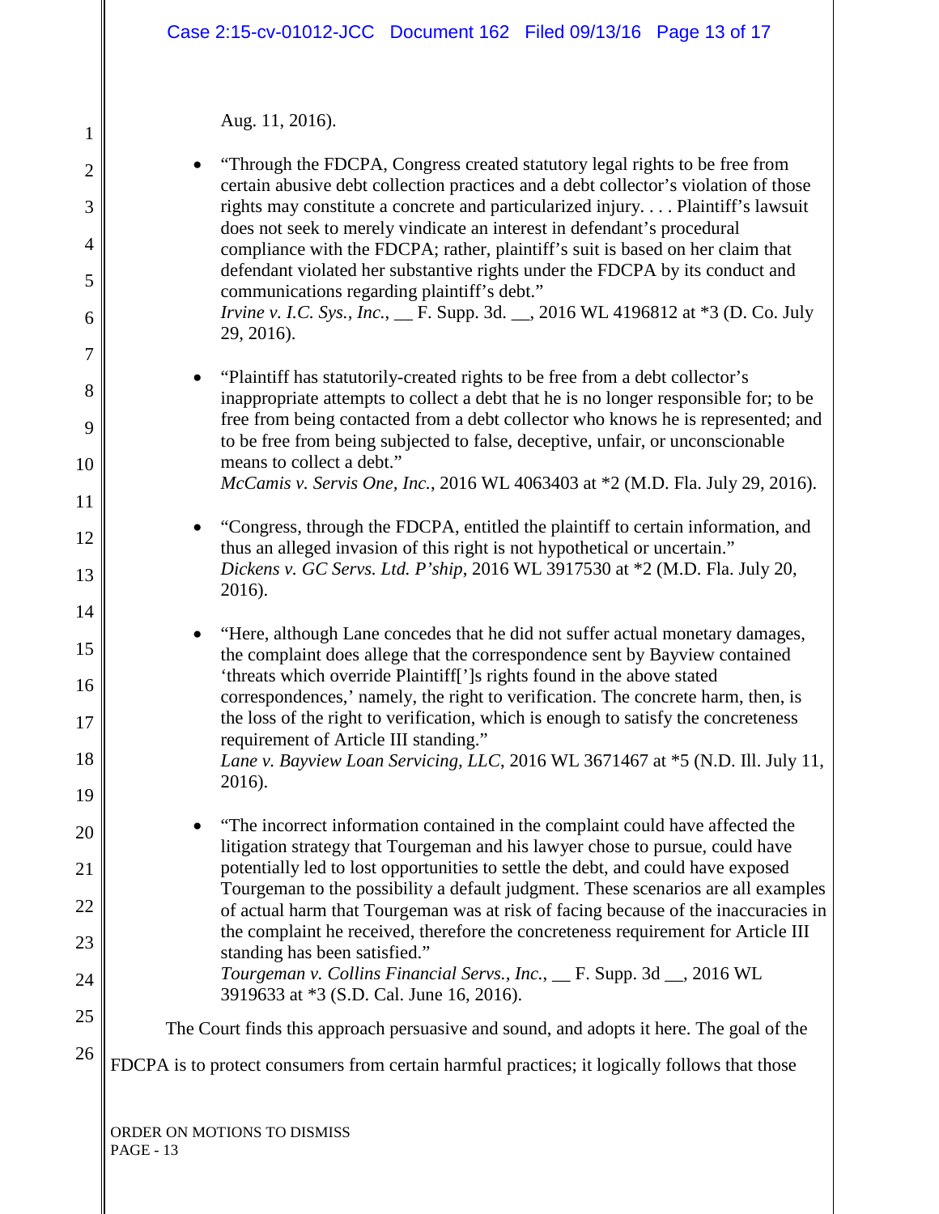Aug. 11, 2016).

- "Through the FDCPA, Congress created statutory legal rights to be free from certain abusive debt collection practices and a debt collector's violation of those rights may constitute a concrete and particularized injury. . . . Plaintiff's lawsuit does not seek to merely vindicate an interest in defendant's procedural compliance with the FDCPA; rather, plaintiff's suit is based on her claim that defendant violated her substantive rights under the FDCPA by its conduct and communications regarding plaintiff's debt."
  *Irvine v. I.C. Sys., Inc.*, __ F. Supp. 3d. __, 2016 WL 4196812 at *3 (D. Co. July 29, 2016).

- "Plaintiff has statutorily-created rights to be free from a debt collector's inappropriate attempts to collect a debt that he is no longer responsible for; to be free from being contacted from a debt collector who knows he is represented; and to be free from being subjected to false, deceptive, unfair, or unconscionable means to collect a debt."
  *McCamis v. Servis One, Inc.*, 2016 WL 4063403 at *2 (M.D. Fla. July 29, 2016).

- "Congress, through the FDCPA, entitled the plaintiff to certain information, and thus an alleged invasion of this right is not hypothetical or uncertain."
  *Dickens v. GC Servs. Ltd. P'ship*, 2016 WL 3917530 at *2 (M.D. Fla. July 20, 2016).

- "Here, although Lane concedes that he did not suffer actual monetary damages, the complaint does allege that the correspondence sent by Bayview contained 'threats which override Plaintiff[']s rights found in the above stated correspondences,' namely, the right to verification. The concrete harm, then, is the loss of the right to verification, which is enough to satisfy the concreteness requirement of Article III standing."
  *Lane v. Bayview Loan Servicing, LLC*, 2016 WL 3671467 at *5 (N.D. Ill. July 11, 2016).

- "The incorrect information contained in the complaint could have affected the litigation strategy that Tourgeman and his lawyer chose to pursue, could have potentially led to lost opportunities to settle the debt, and could have exposed Tourgeman to the possibility a default judgment. These scenarios are all examples of actual harm that Tourgeman was at risk of facing because of the inaccuracies in the complaint he received, therefore the concreteness requirement for Article III standing has been satisfied."
  *Tourgeman v. Collins Financial Servs., Inc.*, __ F. Supp. 3d __, 2016 WL 3919633 at *3 (S.D. Cal. June 16, 2016).

The Court finds this approach persuasive and sound, and adopts it here. The goal of the FDCPA is to protect consumers from certain harmful practices; it logically follows that those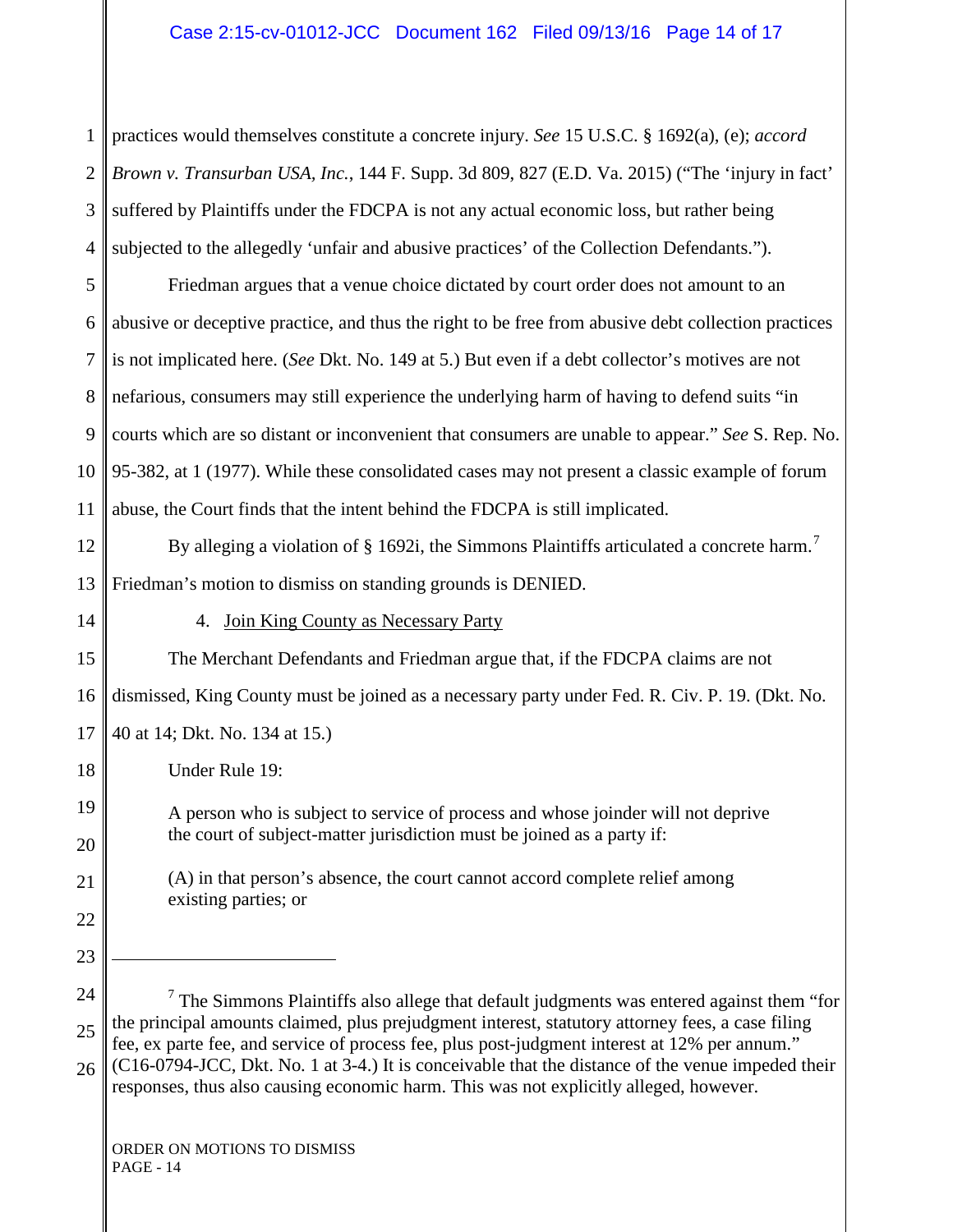practices would themselves constitute a concrete injury. *See* 15 U.S.C. § 1692(a), (e); *accord* *Brown v. Transurban USA, Inc.*, 144 F. Supp. 3d 809, 827 (E.D. Va. 2015) ("The 'injury in fact' suffered by Plaintiffs under the FDCPA is not any actual economic loss, but rather being subjected to the allegedly 'unfair and abusive practices' of the Collection Defendants.").

Friedman argues that a venue choice dictated by court order does not amount to an abusive or deceptive practice, and thus the right to be free from abusive debt collection practices is not implicated here. (*See* Dkt. No. 149 at 5.) But even if a debt collector's motives are not nefarious, consumers may still experience the underlying harm of having to defend suits "in courts which are so distant or inconvenient that consumers are unable to appear." *See* S. Rep. No. 95-382, at 1 (1977). While these consolidated cases may not present a classic example of forum abuse, the Court finds that the intent behind the FDCPA is still implicated.

By alleging a violation of § 1692i, the Simmons Plaintiffs articulated a concrete harm.[7] Friedman's motion to dismiss on standing grounds is DENIED.

4. Join King County as Necessary Party

The Merchant Defendants and Friedman argue that, if the FDCPA claims are not dismissed, King County must be joined as a necessary party under Fed. R. Civ. P. 19. (Dkt. No. 40 at 14; Dkt. No. 134 at 15.)

Under Rule 19:

> A person who is subject to service of process and whose joinder will not deprive the court of subject-matter jurisdiction must be joined as a party if:
>
> (A) in that person's absence, the court cannot accord complete relief among existing parties; or

---

[7] The Simmons Plaintiffs also allege that default judgments was entered against them "for the principal amounts claimed, plus prejudgment interest, statutory attorney fees, a case filing fee, ex parte fee, and service of process fee, plus post-judgment interest at 12% per annum." (C16-0794-JCC, Dkt. No. 1 at 3-4.) It is conceivable that the distance of the venue impeded their responses, thus also causing economic harm. This was not explicitly alleged, however.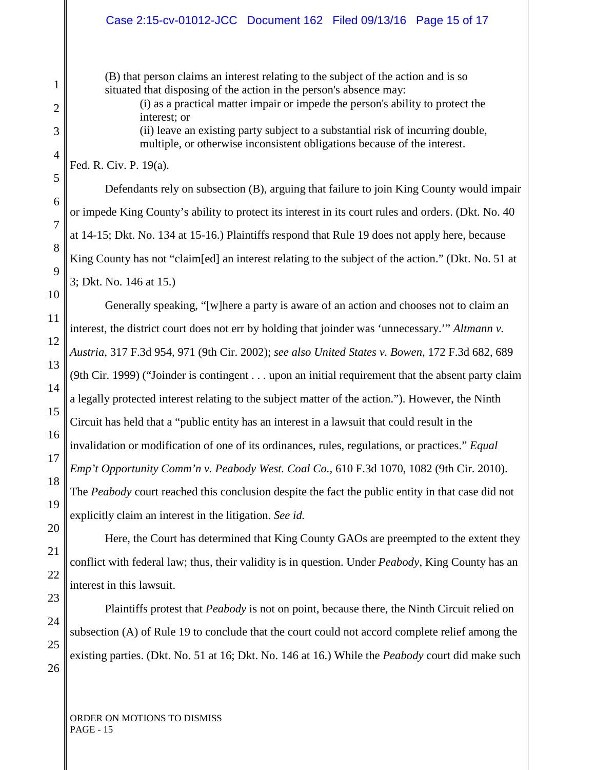(B) that person claims an interest relating to the subject of the action and is so situated that disposing of the action in the person's absence may:

(i) as a practical matter impair or impede the person's ability to protect the interest; or

(ii) leave an existing party subject to a substantial risk of incurring double, multiple, or otherwise inconsistent obligations because of the interest.

Fed. R. Civ. P. 19(a).

Defendants rely on subsection (B), arguing that failure to join King County would impair or impede King County's ability to protect its interest in its court rules and orders. (Dkt. No. 40 at 14-15; Dkt. No. 134 at 15-16.) Plaintiffs respond that Rule 19 does not apply here, because King County has not "claim[ed] an interest relating to the subject of the action." (Dkt. No. 51 at 3; Dkt. No. 146 at 15.)

Generally speaking, "[w]here a party is aware of an action and chooses not to claim an interest, the district court does not err by holding that joinder was 'unnecessary.'" *Altmann v. Austria*, 317 F.3d 954, 971 (9th Cir. 2002); *see also United States v. Bowen*, 172 F.3d 682, 689 (9th Cir. 1999) ("Joinder is contingent . . . upon an initial requirement that the absent party claim a legally protected interest relating to the subject matter of the action."). However, the Ninth Circuit has held that a "public entity has an interest in a lawsuit that could result in the invalidation or modification of one of its ordinances, rules, regulations, or practices." *Equal Emp't Opportunity Comm'n v. Peabody West. Coal Co.*, 610 F.3d 1070, 1082 (9th Cir. 2010). The *Peabody* court reached this conclusion despite the fact the public entity in that case did not explicitly claim an interest in the litigation. *See id.*

Here, the Court has determined that King County GAOs are preempted to the extent they conflict with federal law; thus, their validity is in question. Under *Peabody*, King County has an interest in this lawsuit.

Plaintiffs protest that *Peabody* is not on point, because there, the Ninth Circuit relied on subsection (A) of Rule 19 to conclude that the court could not accord complete relief among the existing parties. (Dkt. No. 51 at 16; Dkt. No. 146 at 16.) While the *Peabody* court did make such

ORDER ON MOTIONS TO DISMISS
PAGE - 15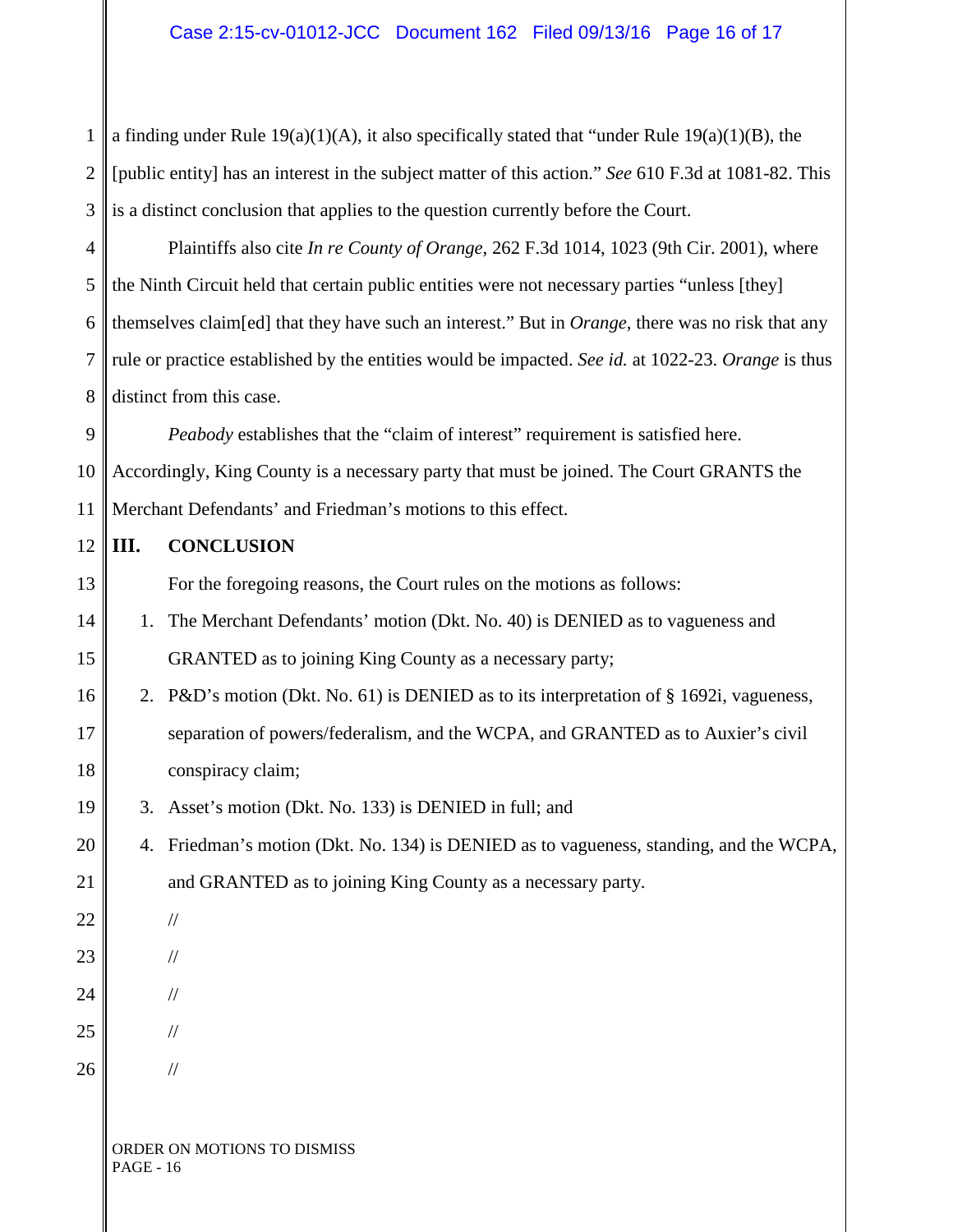a finding under Rule 19(a)(1)(A), it also specifically stated that "under Rule 19(a)(1)(B), the [public entity] has an interest in the subject matter of this action." *See* 610 F.3d at 1081-82. This is a distinct conclusion that applies to the question currently before the Court.

Plaintiffs also cite *In re County of Orange*, 262 F.3d 1014, 1023 (9th Cir. 2001), where the Ninth Circuit held that certain public entities were not necessary parties "unless [they] themselves claim[ed] that they have such an interest." But in *Orange*, there was no risk that any rule or practice established by the entities would be impacted. *See id.* at 1022-23. *Orange* is thus distinct from this case.

*Peabody* establishes that the "claim of interest" requirement is satisfied here. Accordingly, King County is a necessary party that must be joined. The Court GRANTS the Merchant Defendants' and Friedman's motions to this effect.

## III. CONCLUSION

For the foregoing reasons, the Court rules on the motions as follows:

1. The Merchant Defendants' motion (Dkt. No. 40) is DENIED as to vagueness and GRANTED as to joining King County as a necessary party;
2. P&D's motion (Dkt. No. 61) is DENIED as to its interpretation of § 1692i, vagueness, separation of powers/federalism, and the WCPA, and GRANTED as to Auxier's civil conspiracy claim;
3. Asset's motion (Dkt. No. 133) is DENIED in full; and
4. Friedman's motion (Dkt. No. 134) is DENIED as to vagueness, standing, and the WCPA, and GRANTED as to joining King County as a necessary party.

//

//

//

//

//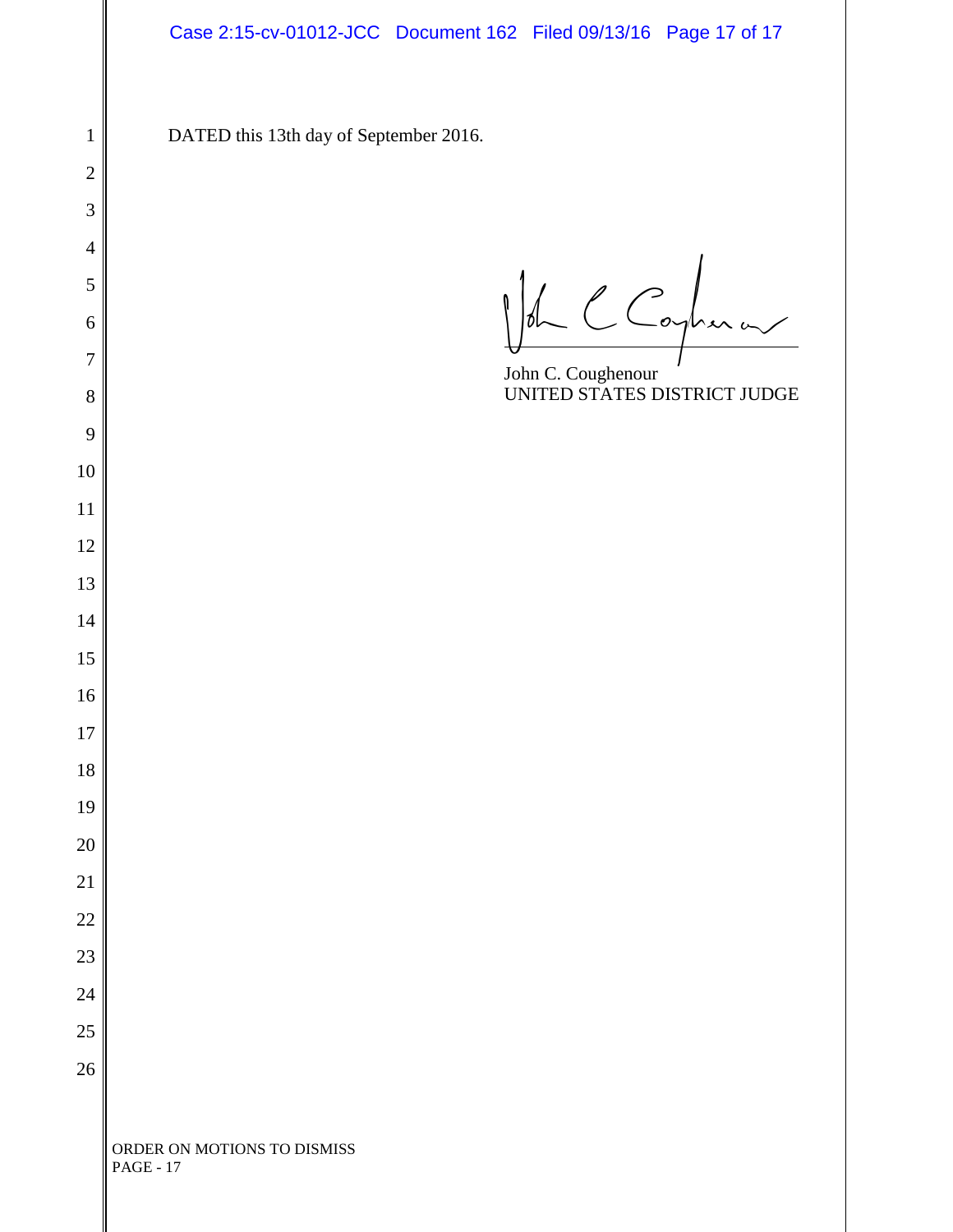DATED this 13th day of September 2016.

John C. Coughenour
UNITED STATES DISTRICT JUDGE